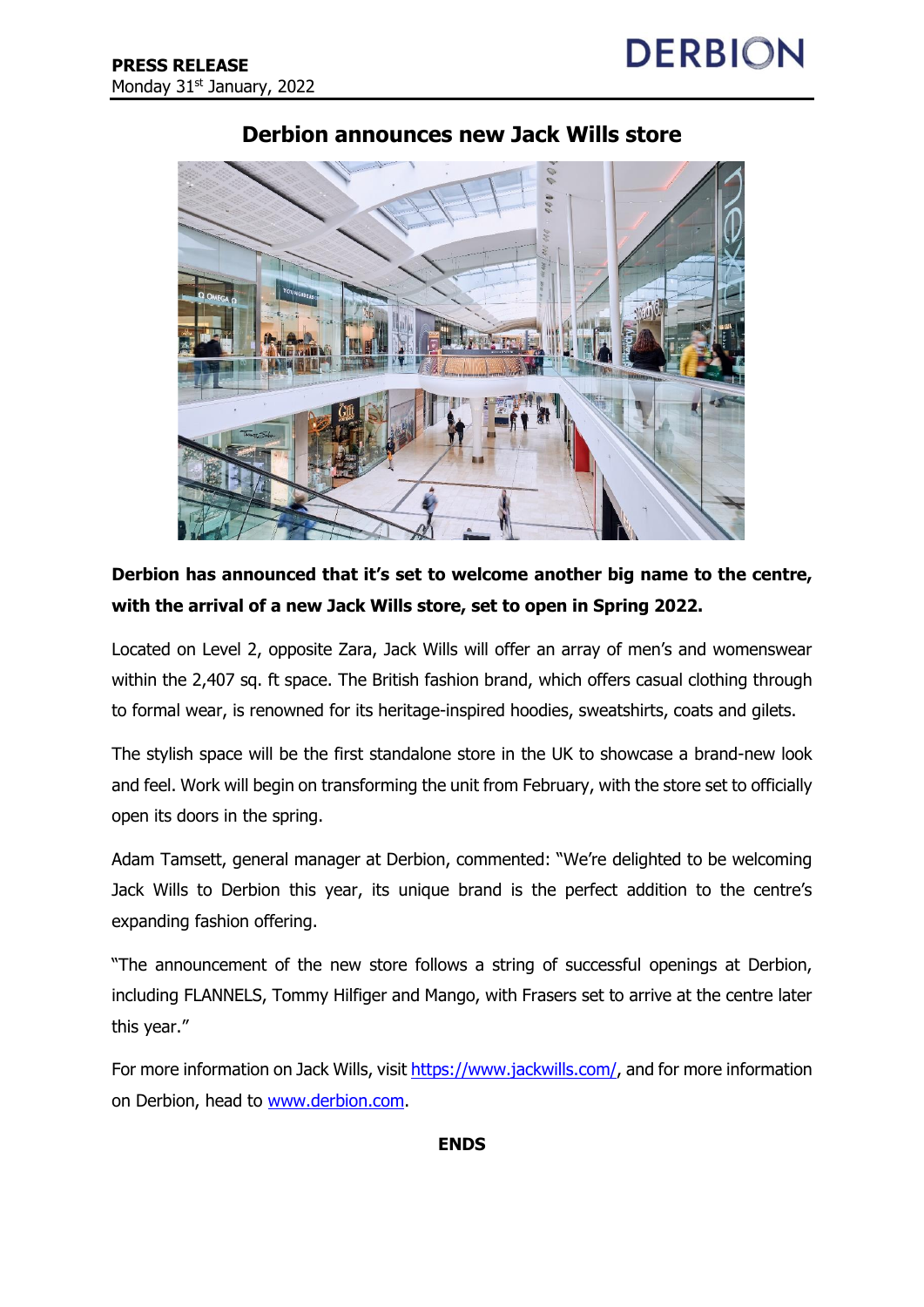**PRESS RELEASE**
Monday 31st January, 2022

DERBION

# Derbion announces new Jack Wills store

**Derbion has announced that it's set to welcome another big name to the centre, with the arrival of a new Jack Wills store, set to open in Spring 2022.**

Located on Level 2, opposite Zara, Jack Wills will offer an array of men's and womenswear within the 2,407 sq. ft space. The British fashion brand, which offers casual clothing through to formal wear, is renowned for its heritage-inspired hoodies, sweatshirts, coats and gilets.

The stylish space will be the first standalone store in the UK to showcase a brand-new look and feel. Work will begin on transforming the unit from February, with the store set to officially open its doors in the spring.

Adam Tamsett, general manager at Derbion, commented: "We're delighted to be welcoming Jack Wills to Derbion this year, its unique brand is the perfect addition to the centre's expanding fashion offering.

"The announcement of the new store follows a string of successful openings at Derbion, including FLANNELS, Tommy Hilfiger and Mango, with Frasers set to arrive at the centre later this year."

For more information on Jack Wills, visit https://www.jackwills.com/, and for more information on Derbion, head to www.derbion.com.

**ENDS**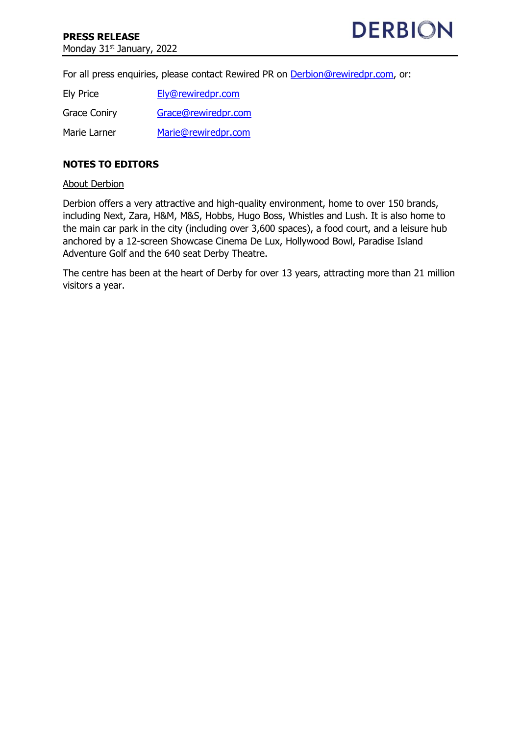For all press enquiries, please contact Rewired PR on Derbion@rewiredpr.com, or:

| | |
|---|---|
| Ely Price | Ely@rewiredpr.com |
| Grace Coniry | Grace@rewiredpr.com |
| Marie Larner | Marie@rewiredpr.com |

**NOTES TO EDITORS**

About Derbion

Derbion offers a very attractive and high-quality environment, home to over 150 brands, including Next, Zara, H&M, M&S, Hobbs, Hugo Boss, Whistles and Lush. It is also home to the main car park in the city (including over 3,600 spaces), a food court, and a leisure hub anchored by a 12-screen Showcase Cinema De Lux, Hollywood Bowl, Paradise Island Adventure Golf and the 640 seat Derby Theatre.

The centre has been at the heart of Derby for over 13 years, attracting more than 21 million visitors a year.